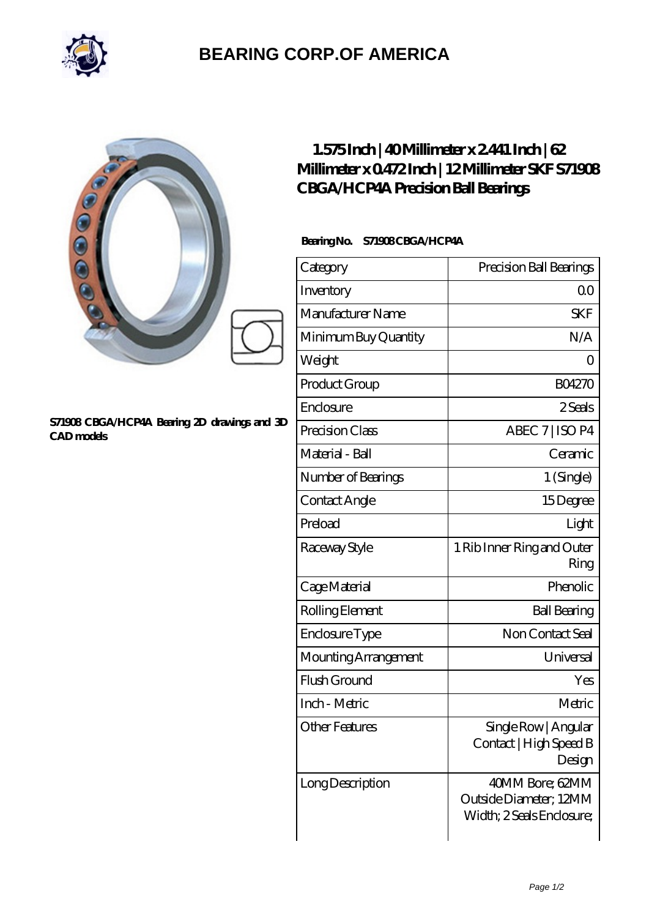# BEARING CORP.OF AMERICA

S71908 CBGA/HCP4A Bearing 2D drawings and 3D CAD models

## 1.575 Inch | 40 Millimeter x 2.441 Inch | 62 Millimeter x 0.472 Inch | 12 Millimeter SKF S71908 CBGA/HCP4A Precision Ball Bearings

**Bearing No. S71908 CBGA/HCP4A**

| Category | Precision Ball Bearings |
|---|---|
| Inventory | 0.0 |
| Manufacturer Name | SKF |
| Minimum Buy Quantity | N/A |
| Weight | 0 |
| Product Group | B04270 |
| Enclosure | 2 Seals |
| Precision Class | ABEC 7 \| ISO P4 |
| Material - Ball | Ceramic |
| Number of Bearings | 1 (Single) |
| Contact Angle | 15 Degree |
| Preload | Light |
| Raceway Style | 1 Rib Inner Ring and Outer Ring |
| Cage Material | Phenolic |
| Rolling Element | Ball Bearing |
| Enclosure Type | Non Contact Seal |
| Mounting Arrangement | Universal |
| Flush Ground | Yes |
| Inch - Metric | Metric |
| Other Features | Single Row \| Angular Contact \| High Speed B Design |
| Long Description | 40MM Bore; 62MM Outside Diameter; 12MM Width; 2 Seals Enclosure; |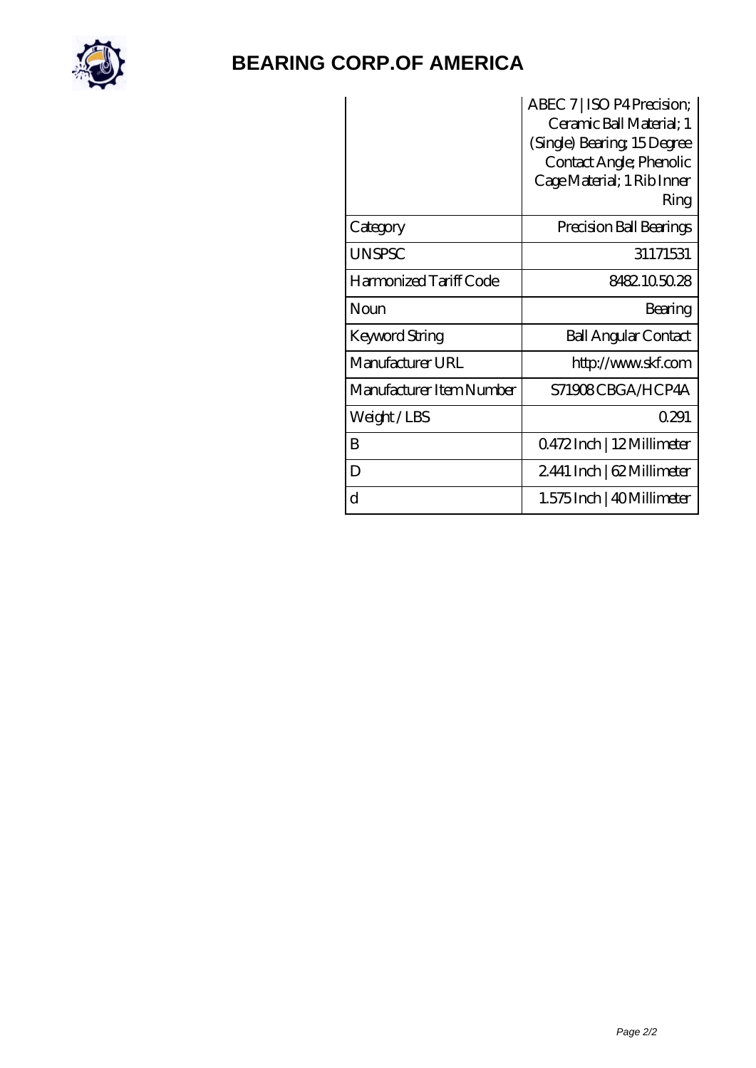# BEARING CORP.OF AMERICA

| | |
|---|---|
| | ABEC 7 \| ISO P4 Precision; Ceramic Ball Material; 1 (Single) Bearing; 15 Degree Contact Angle; Phenolic Cage Material; 1 Rib Inner Ring |
| Category | Precision Ball Bearings |
| UNSPSC | 31171531 |
| Harmonized Tariff Code | 8482.10.50.28 |
| Noun | Bearing |
| Keyword String | Ball Angular Contact |
| Manufacturer URL | http://www.skf.com |
| Manufacturer Item Number | S71908 CBGA/HCP4A |
| Weight / LBS | 0.291 |
| B | 0.472 Inch \| 12 Millimeter |
| D | 2.441 Inch \| 62 Millimeter |
| d | 1.575 Inch \| 40 Millimeter |